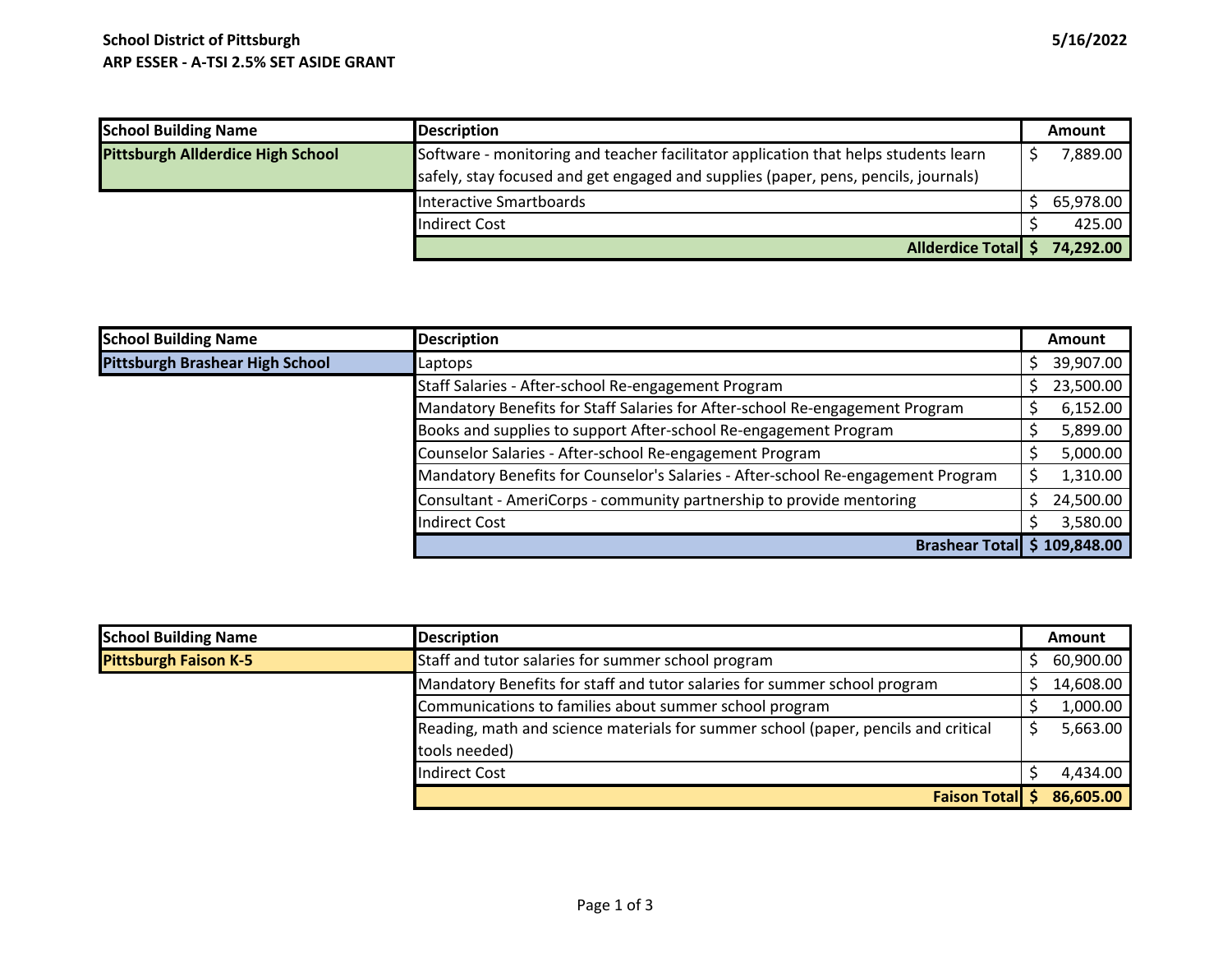**School District of Pittsburgh**
**ARP ESSER - A-TSI 2.5% SET ASIDE GRANT**

**5/16/2022**

| School Building Name | Description | Amount |
|---|---|---|
| **Pittsburgh Allderdice High School** | Software - monitoring and teacher facilitator application that helps students learn safely, stay focused and get engaged and supplies (paper, pens, pencils, journals) | $ 7,889.00 |
| | Interactive Smartboards | $ 65,978.00 |
| | Indirect Cost | $ 425.00 |
| | **Allderdice Total** | **$ 74,292.00** |

| School Building Name | Description | Amount |
|---|---|---|
| **Pittsburgh Brashear High School** | Laptops | $ 39,907.00 |
| | Staff Salaries - After-school Re-engagement Program | $ 23,500.00 |
| | Mandatory Benefits for Staff Salaries for After-school Re-engagement Program | $ 6,152.00 |
| | Books and supplies to support After-school Re-engagement Program | $ 5,899.00 |
| | Counselor Salaries - After-school Re-engagement Program | $ 5,000.00 |
| | Mandatory Benefits for Counselor's Salaries - After-school Re-engagement Program | $ 1,310.00 |
| | Consultant - AmeriCorps - community partnership to provide mentoring | $ 24,500.00 |
| | Indirect Cost | $ 3,580.00 |
| | **Brashear Total** | **$ 109,848.00** |

| School Building Name | Description | Amount |
|---|---|---|
| **Pittsburgh Faison K-5** | Staff and tutor salaries for summer school program | $ 60,900.00 |
| | Mandatory Benefits for staff and tutor salaries for summer school program | $ 14,608.00 |
| | Communications to families about summer school program | $ 1,000.00 |
| | Reading, math and science materials for summer school (paper, pencils and critical tools needed) | $ 5,663.00 |
| | Indirect Cost | $ 4,434.00 |
| | **Faison Total** | **$ 86,605.00** |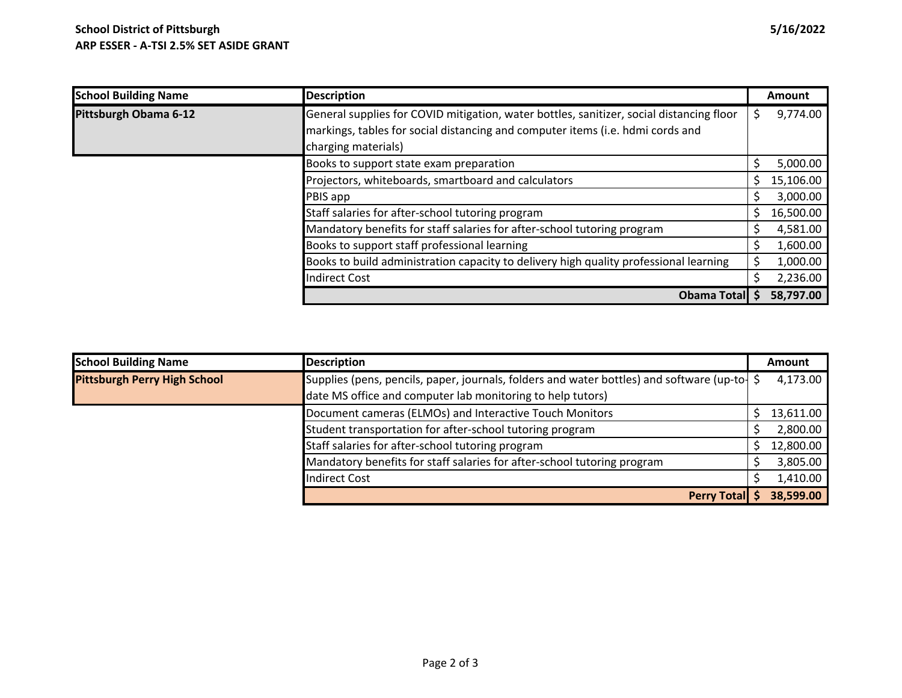**School District of Pittsburgh**
**ARP ESSER - A-TSI 2.5% SET ASIDE GRANT**

5/16/2022

| School Building Name | Description | Amount |
|---|---|---|
| **Pittsburgh Obama 6-12** | General supplies for COVID mitigation, water bottles, sanitizer, social distancing floor markings, tables for social distancing and computer items (i.e. hdmi cords and charging materials) | $ 9,774.00 |
| | Books to support state exam preparation | $ 5,000.00 |
| | Projectors, whiteboards, smartboard and calculators | $ 15,106.00 |
| | PBIS app | $ 3,000.00 |
| | Staff salaries for after-school tutoring program | $ 16,500.00 |
| | Mandatory benefits for staff salaries for after-school tutoring program | $ 4,581.00 |
| | Books to support staff professional learning | $ 1,600.00 |
| | Books to build administration capacity to delivery high quality professional learning | $ 1,000.00 |
| | Indirect Cost | $ 2,236.00 |
| | **Obama Total** | **$ 58,797.00** |

| School Building Name | Description | Amount |
|---|---|---|
| **Pittsburgh Perry High School** | Supplies (pens, pencils, paper, journals, folders and water bottles) and software (up-to-date MS office and computer lab monitoring to help tutors) | $ 4,173.00 |
| | Document cameras (ELMOs) and Interactive Touch Monitors | $ 13,611.00 |
| | Student transportation for after-school tutoring program | $ 2,800.00 |
| | Staff salaries for after-school tutoring program | $ 12,800.00 |
| | Mandatory benefits for staff salaries for after-school tutoring program | $ 3,805.00 |
| | Indirect Cost | $ 1,410.00 |
| | **Perry Total** | **$ 38,599.00** |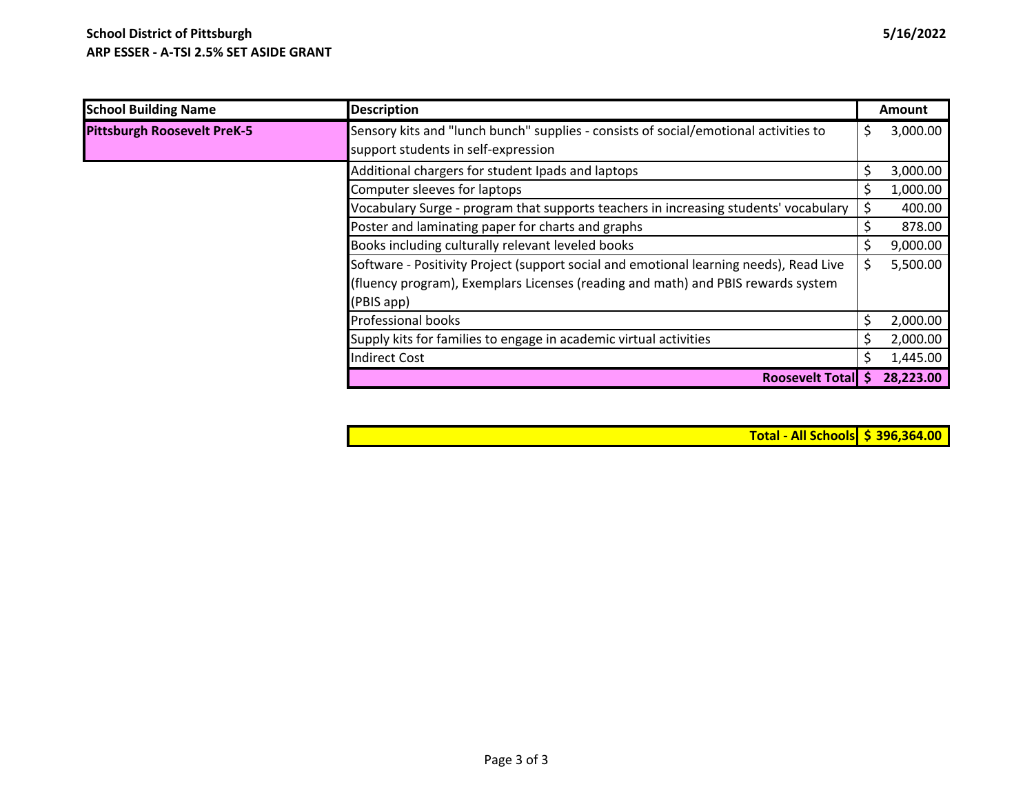**School District of Pittsburgh**
**ARP ESSER - A-TSI 2.5% SET ASIDE GRANT**

5/16/2022

| School Building Name | Description | Amount |
|---|---|---|
| **Pittsburgh Roosevelt PreK-5** | Sensory kits and "lunch bunch" supplies - consists of social/emotional activities to support students in self-expression | $ 3,000.00 |
| | Additional chargers for student Ipads and laptops | $ 3,000.00 |
| | Computer sleeves for laptops | $ 1,000.00 |
| | Vocabulary Surge - program that supports teachers in increasing students' vocabulary | $ 400.00 |
| | Poster and laminating paper for charts and graphs | $ 878.00 |
| | Books including culturally relevant leveled books | $ 9,000.00 |
| | Software - Positivity Project (support social and emotional learning needs), Read Live (fluency program), Exemplars Licenses (reading and math) and PBIS rewards system (PBIS app) | $ 5,500.00 |
| | Professional books | $ 2,000.00 |
| | Supply kits for families to engage in academic virtual activities | $ 2,000.00 |
| | Indirect Cost | $ 1,445.00 |
| | **Roosevelt Total** | **$ 28,223.00** |
| | **Total - All Schools** | **$ 396,364.00** |